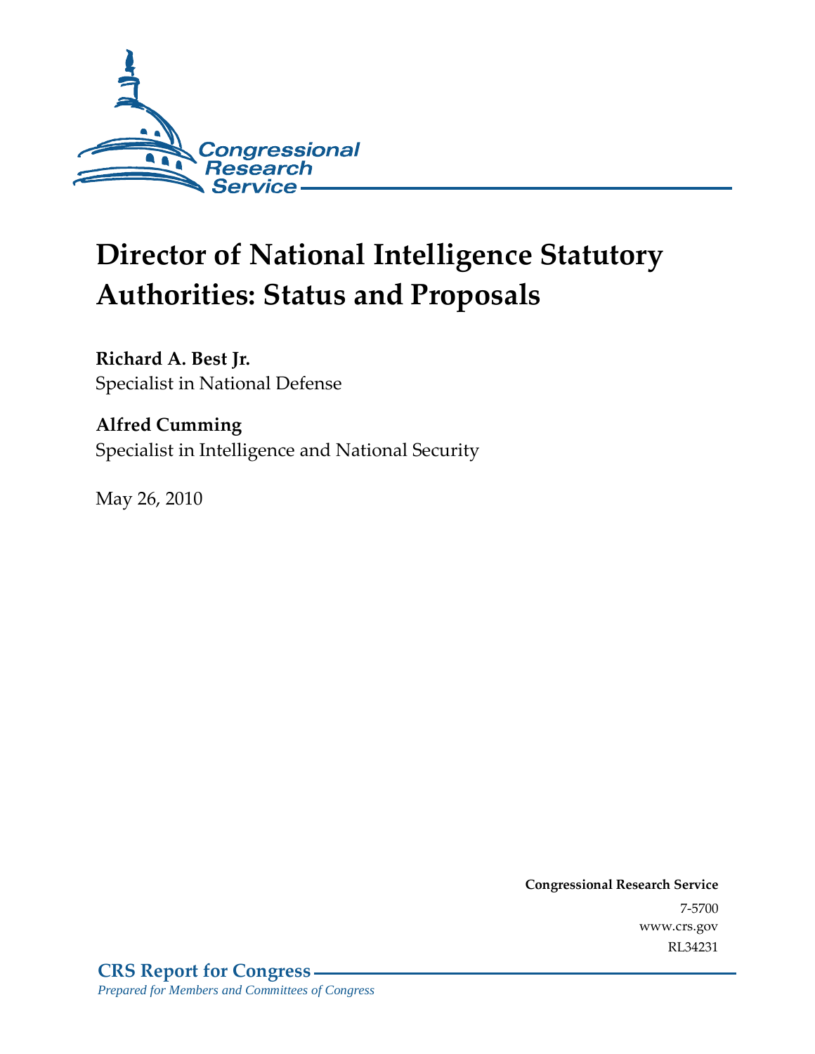Congressional Research Service

# Director of National Intelligence Statutory Authorities: Status and Proposals

**Richard A. Best Jr.**
Specialist in National Defense

**Alfred Cumming**
Specialist in Intelligence and National Security

May 26, 2010

**Congressional Research Service**
7-5700
www.crs.gov
RL34231

**CRS Report for Congress**
*Prepared for Members and Committees of Congress*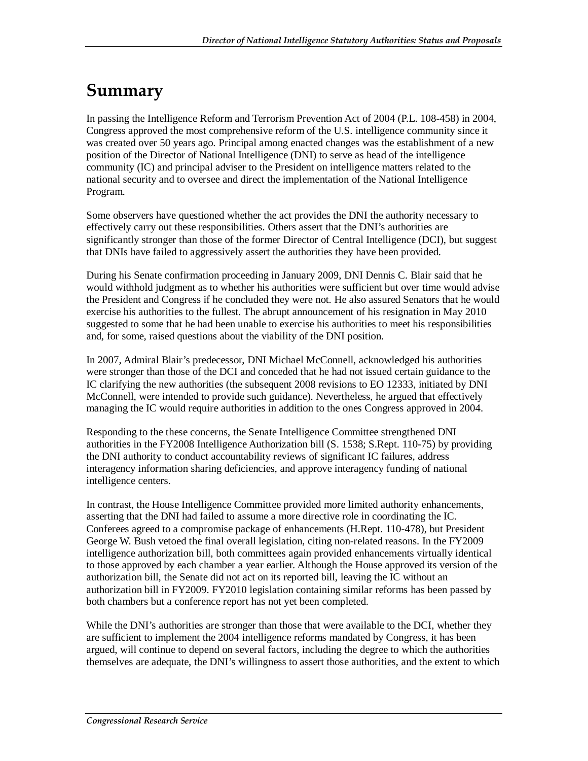# Summary

In passing the Intelligence Reform and Terrorism Prevention Act of 2004 (P.L. 108-458) in 2004, Congress approved the most comprehensive reform of the U.S. intelligence community since it was created over 50 years ago. Principal among enacted changes was the establishment of a new position of the Director of National Intelligence (DNI) to serve as head of the intelligence community (IC) and principal adviser to the President on intelligence matters related to the national security and to oversee and direct the implementation of the National Intelligence Program.

Some observers have questioned whether the act provides the DNI the authority necessary to effectively carry out these responsibilities. Others assert that the DNI's authorities are significantly stronger than those of the former Director of Central Intelligence (DCI), but suggest that DNIs have failed to aggressively assert the authorities they have been provided.

During his Senate confirmation proceeding in January 2009, DNI Dennis C. Blair said that he would withhold judgment as to whether his authorities were sufficient but over time would advise the President and Congress if he concluded they were not. He also assured Senators that he would exercise his authorities to the fullest. The abrupt announcement of his resignation in May 2010 suggested to some that he had been unable to exercise his authorities to meet his responsibilities and, for some, raised questions about the viability of the DNI position.

In 2007, Admiral Blair's predecessor, DNI Michael McConnell, acknowledged his authorities were stronger than those of the DCI and conceded that he had not issued certain guidance to the IC clarifying the new authorities (the subsequent 2008 revisions to EO 12333, initiated by DNI McConnell, were intended to provide such guidance). Nevertheless, he argued that effectively managing the IC would require authorities in addition to the ones Congress approved in 2004.

Responding to the these concerns, the Senate Intelligence Committee strengthened DNI authorities in the FY2008 Intelligence Authorization bill (S. 1538; S.Rept. 110-75) by providing the DNI authority to conduct accountability reviews of significant IC failures, address interagency information sharing deficiencies, and approve interagency funding of national intelligence centers.

In contrast, the House Intelligence Committee provided more limited authority enhancements, asserting that the DNI had failed to assume a more directive role in coordinating the IC. Conferees agreed to a compromise package of enhancements (H.Rept. 110-478), but President George W. Bush vetoed the final overall legislation, citing non-related reasons. In the FY2009 intelligence authorization bill, both committees again provided enhancements virtually identical to those approved by each chamber a year earlier. Although the House approved its version of the authorization bill, the Senate did not act on its reported bill, leaving the IC without an authorization bill in FY2009. FY2010 legislation containing similar reforms has been passed by both chambers but a conference report has not yet been completed.

While the DNI's authorities are stronger than those that were available to the DCI, whether they are sufficient to implement the 2004 intelligence reforms mandated by Congress, it has been argued, will continue to depend on several factors, including the degree to which the authorities themselves are adequate, the DNI's willingness to assert those authorities, and the extent to which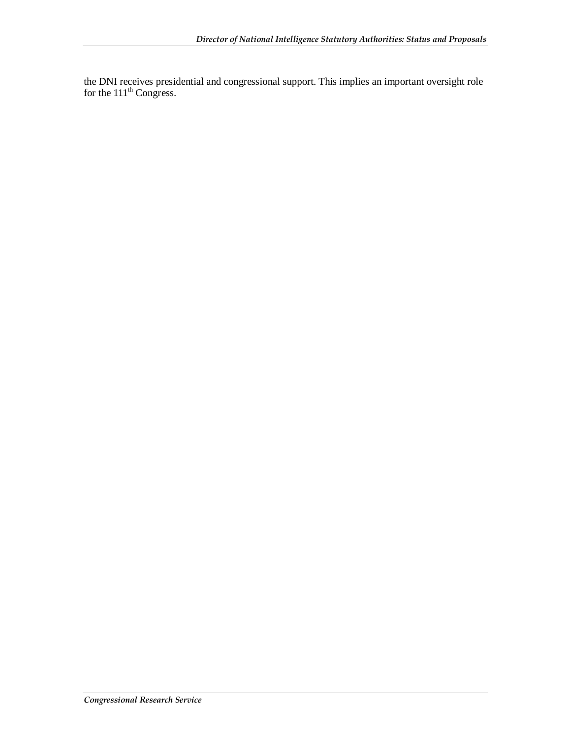the DNI receives presidential and congressional support. This implies an important oversight role for the 111th Congress.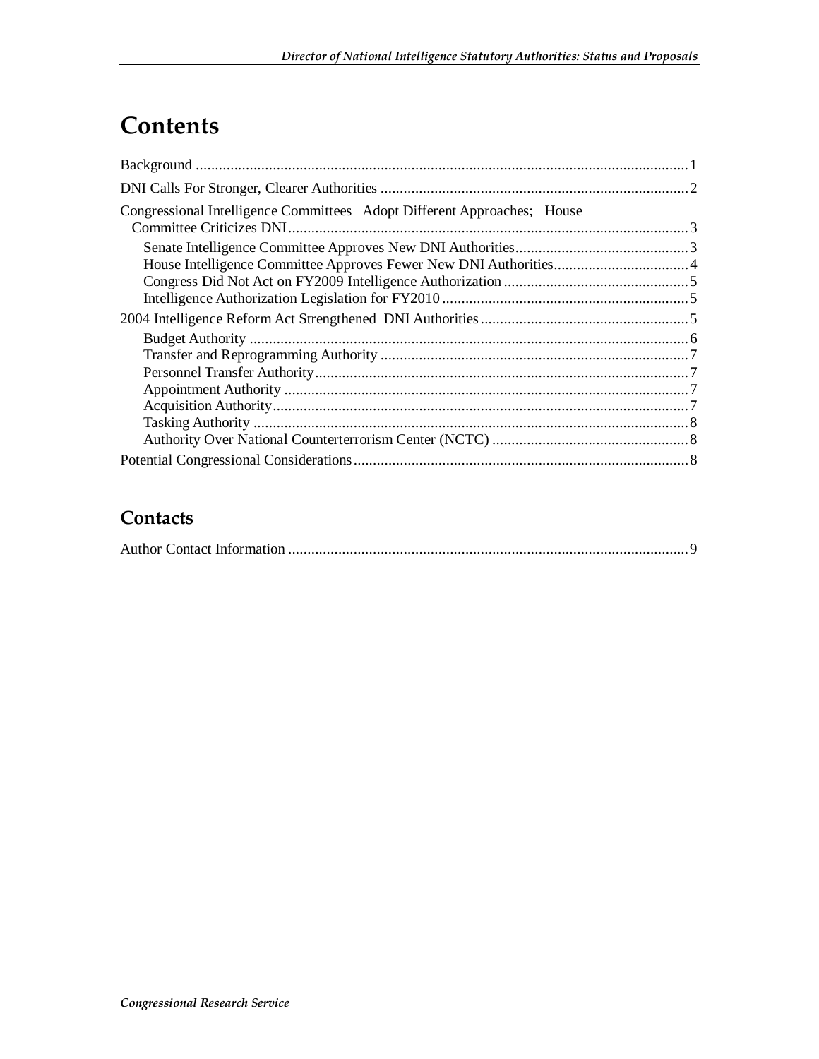# Contents

Background ........................................................................................................................ 1

DNI Calls For Stronger, Clearer Authorities ....................................................................... 2

Congressional Intelligence Committees Adopt Different Approaches; House Committee Criticizes DNI ........................................................................................................ 3

- Senate Intelligence Committee Approves New DNI Authorities ............................................. 3
- House Intelligence Committee Approves Fewer New DNI Authorities ................................... 4
- Congress Did Not Act on FY2009 Intelligence Authorization ................................................ 5
- Intelligence Authorization Legislation for FY2010 ................................................................ 5

2004 Intelligence Reform Act Strengthened DNI Authorities ............................................... 5

- Budget Authority .................................................................................................................. 6
- Transfer and Reprogramming Authority ................................................................................ 7
- Personnel Transfer Authority ................................................................................................. 7
- Appointment Authority ......................................................................................................... 7
- Acquisition Authority ............................................................................................................ 7
- Tasking Authority ................................................................................................................. 8
- Authority Over National Counterterrorism Center (NCTC) ................................................... 8

Potential Congressional Considerations ................................................................................ 8

## Contacts

Author Contact Information ................................................................................................. 9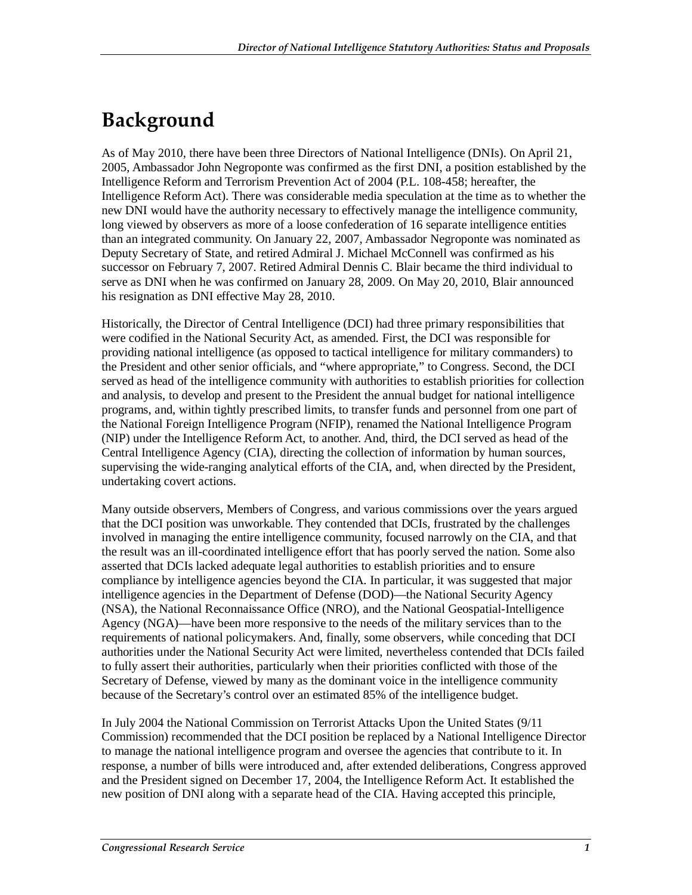# Background

As of May 2010, there have been three Directors of National Intelligence (DNIs). On April 21, 2005, Ambassador John Negroponte was confirmed as the first DNI, a position established by the Intelligence Reform and Terrorism Prevention Act of 2004 (P.L. 108-458; hereafter, the Intelligence Reform Act). There was considerable media speculation at the time as to whether the new DNI would have the authority necessary to effectively manage the intelligence community, long viewed by observers as more of a loose confederation of 16 separate intelligence entities than an integrated community. On January 22, 2007, Ambassador Negroponte was nominated as Deputy Secretary of State, and retired Admiral J. Michael McConnell was confirmed as his successor on February 7, 2007. Retired Admiral Dennis C. Blair became the third individual to serve as DNI when he was confirmed on January 28, 2009. On May 20, 2010, Blair announced his resignation as DNI effective May 28, 2010.

Historically, the Director of Central Intelligence (DCI) had three primary responsibilities that were codified in the National Security Act, as amended. First, the DCI was responsible for providing national intelligence (as opposed to tactical intelligence for military commanders) to the President and other senior officials, and "where appropriate," to Congress. Second, the DCI served as head of the intelligence community with authorities to establish priorities for collection and analysis, to develop and present to the President the annual budget for national intelligence programs, and, within tightly prescribed limits, to transfer funds and personnel from one part of the National Foreign Intelligence Program (NFIP), renamed the National Intelligence Program (NIP) under the Intelligence Reform Act, to another. And, third, the DCI served as head of the Central Intelligence Agency (CIA), directing the collection of information by human sources, supervising the wide-ranging analytical efforts of the CIA, and, when directed by the President, undertaking covert actions.

Many outside observers, Members of Congress, and various commissions over the years argued that the DCI position was unworkable. They contended that DCIs, frustrated by the challenges involved in managing the entire intelligence community, focused narrowly on the CIA, and that the result was an ill-coordinated intelligence effort that has poorly served the nation. Some also asserted that DCIs lacked adequate legal authorities to establish priorities and to ensure compliance by intelligence agencies beyond the CIA. In particular, it was suggested that major intelligence agencies in the Department of Defense (DOD)—the National Security Agency (NSA), the National Reconnaissance Office (NRO), and the National Geospatial-Intelligence Agency (NGA)—have been more responsive to the needs of the military services than to the requirements of national policymakers. And, finally, some observers, while conceding that DCI authorities under the National Security Act were limited, nevertheless contended that DCIs failed to fully assert their authorities, particularly when their priorities conflicted with those of the Secretary of Defense, viewed by many as the dominant voice in the intelligence community because of the Secretary's control over an estimated 85% of the intelligence budget.

In July 2004 the National Commission on Terrorist Attacks Upon the United States (9/11 Commission) recommended that the DCI position be replaced by a National Intelligence Director to manage the national intelligence program and oversee the agencies that contribute to it. In response, a number of bills were introduced and, after extended deliberations, Congress approved and the President signed on December 17, 2004, the Intelligence Reform Act. It established the new position of DNI along with a separate head of the CIA. Having accepted this principle,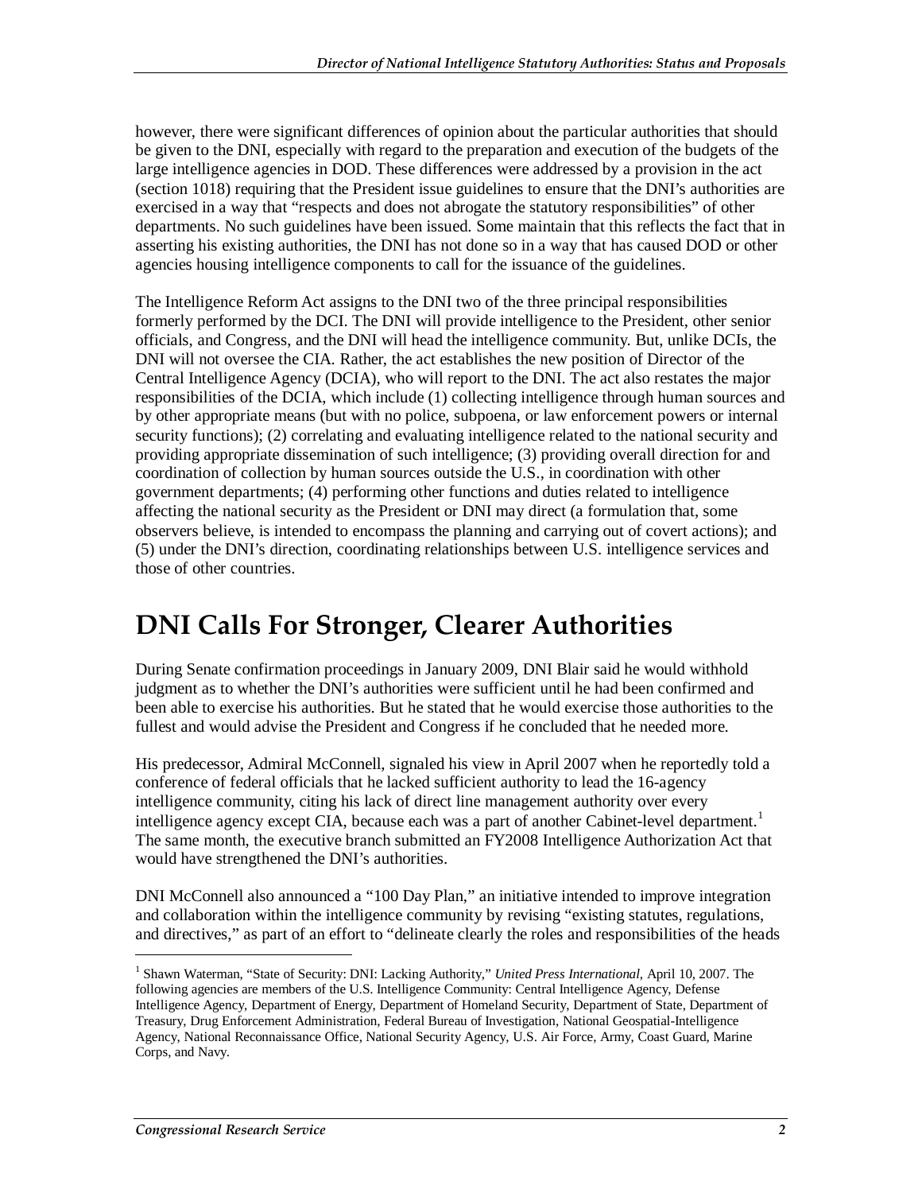however, there were significant differences of opinion about the particular authorities that should be given to the DNI, especially with regard to the preparation and execution of the budgets of the large intelligence agencies in DOD. These differences were addressed by a provision in the act (section 1018) requiring that the President issue guidelines to ensure that the DNI's authorities are exercised in a way that "respects and does not abrogate the statutory responsibilities" of other departments. No such guidelines have been issued. Some maintain that this reflects the fact that in asserting his existing authorities, the DNI has not done so in a way that has caused DOD or other agencies housing intelligence components to call for the issuance of the guidelines.

The Intelligence Reform Act assigns to the DNI two of the three principal responsibilities formerly performed by the DCI. The DNI will provide intelligence to the President, other senior officials, and Congress, and the DNI will head the intelligence community. But, unlike DCIs, the DNI will not oversee the CIA. Rather, the act establishes the new position of Director of the Central Intelligence Agency (DCIA), who will report to the DNI. The act also restates the major responsibilities of the DCIA, which include (1) collecting intelligence through human sources and by other appropriate means (but with no police, subpoena, or law enforcement powers or internal security functions); (2) correlating and evaluating intelligence related to the national security and providing appropriate dissemination of such intelligence; (3) providing overall direction for and coordination of collection by human sources outside the U.S., in coordination with other government departments; (4) performing other functions and duties related to intelligence affecting the national security as the President or DNI may direct (a formulation that, some observers believe, is intended to encompass the planning and carrying out of covert actions); and (5) under the DNI's direction, coordinating relationships between U.S. intelligence services and those of other countries.

# DNI Calls For Stronger, Clearer Authorities

During Senate confirmation proceedings in January 2009, DNI Blair said he would withhold judgment as to whether the DNI's authorities were sufficient until he had been confirmed and been able to exercise his authorities. But he stated that he would exercise those authorities to the fullest and would advise the President and Congress if he concluded that he needed more.

His predecessor, Admiral McConnell, signaled his view in April 2007 when he reportedly told a conference of federal officials that he lacked sufficient authority to lead the 16-agency intelligence community, citing his lack of direct line management authority over every intelligence agency except CIA, because each was a part of another Cabinet-level department.[1] The same month, the executive branch submitted an FY2008 Intelligence Authorization Act that would have strengthened the DNI's authorities.

DNI McConnell also announced a "100 Day Plan," an initiative intended to improve integration and collaboration within the intelligence community by revising "existing statutes, regulations, and directives," as part of an effort to "delineate clearly the roles and responsibilities of the heads

---

[1] Shawn Waterman, "State of Security: DNI: Lacking Authority," *United Press International*, April 10, 2007. The following agencies are members of the U.S. Intelligence Community: Central Intelligence Agency, Defense Intelligence Agency, Department of Energy, Department of Homeland Security, Department of State, Department of Treasury, Drug Enforcement Administration, Federal Bureau of Investigation, National Geospatial-Intelligence Agency, National Reconnaissance Office, National Security Agency, U.S. Air Force, Army, Coast Guard, Marine Corps, and Navy.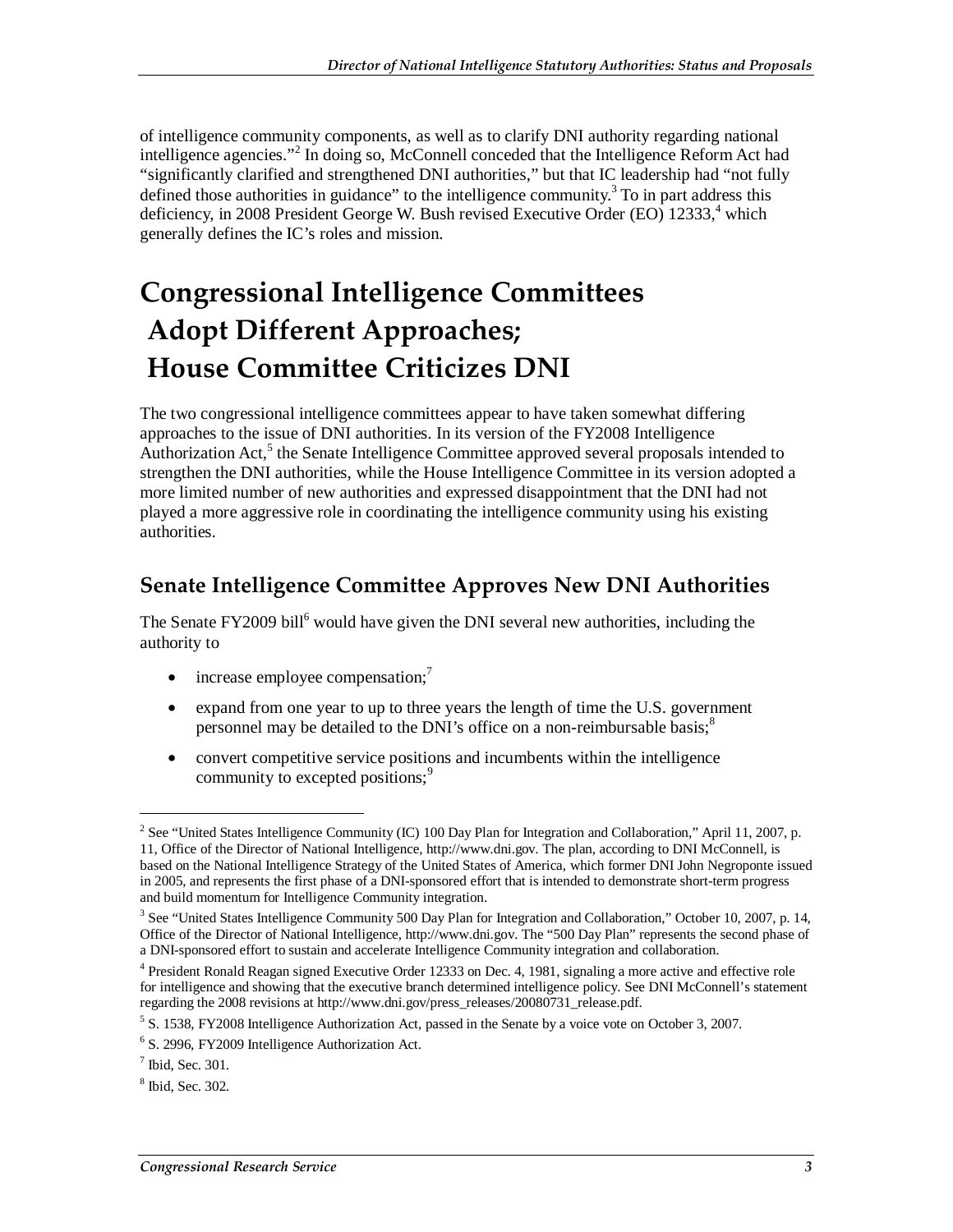of intelligence community components, as well as to clarify DNI authority regarding national intelligence agencies."[2] In doing so, McConnell conceded that the Intelligence Reform Act had "significantly clarified and strengthened DNI authorities," but that IC leadership had "not fully defined those authorities in guidance" to the intelligence community.[3] To in part address this deficiency, in 2008 President George W. Bush revised Executive Order (EO) 12333,[4] which generally defines the IC's roles and mission.

# Congressional Intelligence Committees Adopt Different Approaches; House Committee Criticizes DNI

The two congressional intelligence committees appear to have taken somewhat differing approaches to the issue of DNI authorities. In its version of the FY2008 Intelligence Authorization Act,[5] the Senate Intelligence Committee approved several proposals intended to strengthen the DNI authorities, while the House Intelligence Committee in its version adopted a more limited number of new authorities and expressed disappointment that the DNI had not played a more aggressive role in coordinating the intelligence community using his existing authorities.

## Senate Intelligence Committee Approves New DNI Authorities

The Senate FY2009 bill[6] would have given the DNI several new authorities, including the authority to

- increase employee compensation;[7]
- expand from one year to up to three years the length of time the U.S. government personnel may be detailed to the DNI's office on a non-reimbursable basis;[8]
- convert competitive service positions and incumbents within the intelligence community to excepted positions;[9]

---

[2] See "United States Intelligence Community (IC) 100 Day Plan for Integration and Collaboration," April 11, 2007, p. 11, Office of the Director of National Intelligence, http://www.dni.gov. The plan, according to DNI McConnell, is based on the National Intelligence Strategy of the United States of America, which former DNI John Negroponte issued in 2005, and represents the first phase of a DNI-sponsored effort that is intended to demonstrate short-term progress and build momentum for Intelligence Community integration.

[3] See "United States Intelligence Community 500 Day Plan for Integration and Collaboration," October 10, 2007, p. 14, Office of the Director of National Intelligence, http://www.dni.gov. The "500 Day Plan" represents the second phase of a DNI-sponsored effort to sustain and accelerate Intelligence Community integration and collaboration.

[4] President Ronald Reagan signed Executive Order 12333 on Dec. 4, 1981, signaling a more active and effective role for intelligence and showing that the executive branch determined intelligence policy. See DNI McConnell's statement regarding the 2008 revisions at http://www.dni.gov/press_releases/20080731_release.pdf.

[5] S. 1538, FY2008 Intelligence Authorization Act, passed in the Senate by a voice vote on October 3, 2007.

[6] S. 2996, FY2009 Intelligence Authorization Act.

[7] Ibid, Sec. 301.

[8] Ibid, Sec. 302.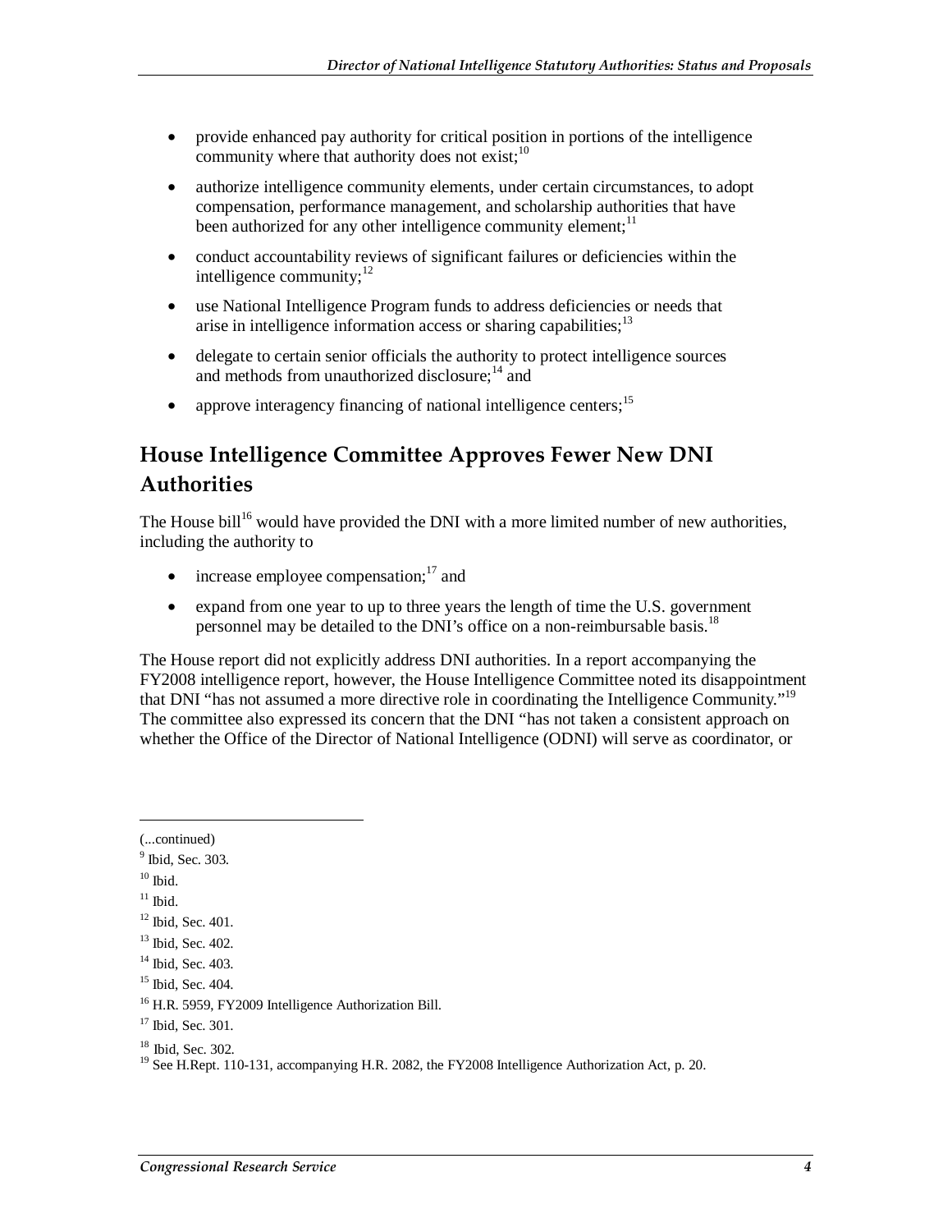- provide enhanced pay authority for critical position in portions of the intelligence community where that authority does not exist;[10]
- authorize intelligence community elements, under certain circumstances, to adopt compensation, performance management, and scholarship authorities that have been authorized for any other intelligence community element;[11]
- conduct accountability reviews of significant failures or deficiencies within the intelligence community;[12]
- use National Intelligence Program funds to address deficiencies or needs that arise in intelligence information access or sharing capabilities;[13]
- delegate to certain senior officials the authority to protect intelligence sources and methods from unauthorized disclosure;[14] and
- approve interagency financing of national intelligence centers;[15]

## House Intelligence Committee Approves Fewer New DNI Authorities

The House bill[16] would have provided the DNI with a more limited number of new authorities, including the authority to

- increase employee compensation;[17] and
- expand from one year to up to three years the length of time the U.S. government personnel may be detailed to the DNI's office on a non-reimbursable basis.[18]

The House report did not explicitly address DNI authorities. In a report accompanying the FY2008 intelligence report, however, the House Intelligence Committee noted its disappointment that DNI "has not assumed a more directive role in coordinating the Intelligence Community."[19] The committee also expressed its concern that the DNI "has not taken a consistent approach on whether the Office of the Director of National Intelligence (ODNI) will serve as coordinator, or

---

(...continued)

[9] Ibid, Sec. 303.

[10] Ibid.

[11] Ibid.

[12] Ibid, Sec. 401.

[13] Ibid, Sec. 402.

[14] Ibid, Sec. 403.

[15] Ibid, Sec. 404.

[16] H.R. 5959, FY2009 Intelligence Authorization Bill.

[17] Ibid, Sec. 301.

[18] Ibid, Sec. 302.

[19] See H.Rept. 110-131, accompanying H.R. 2082, the FY2008 Intelligence Authorization Act, p. 20.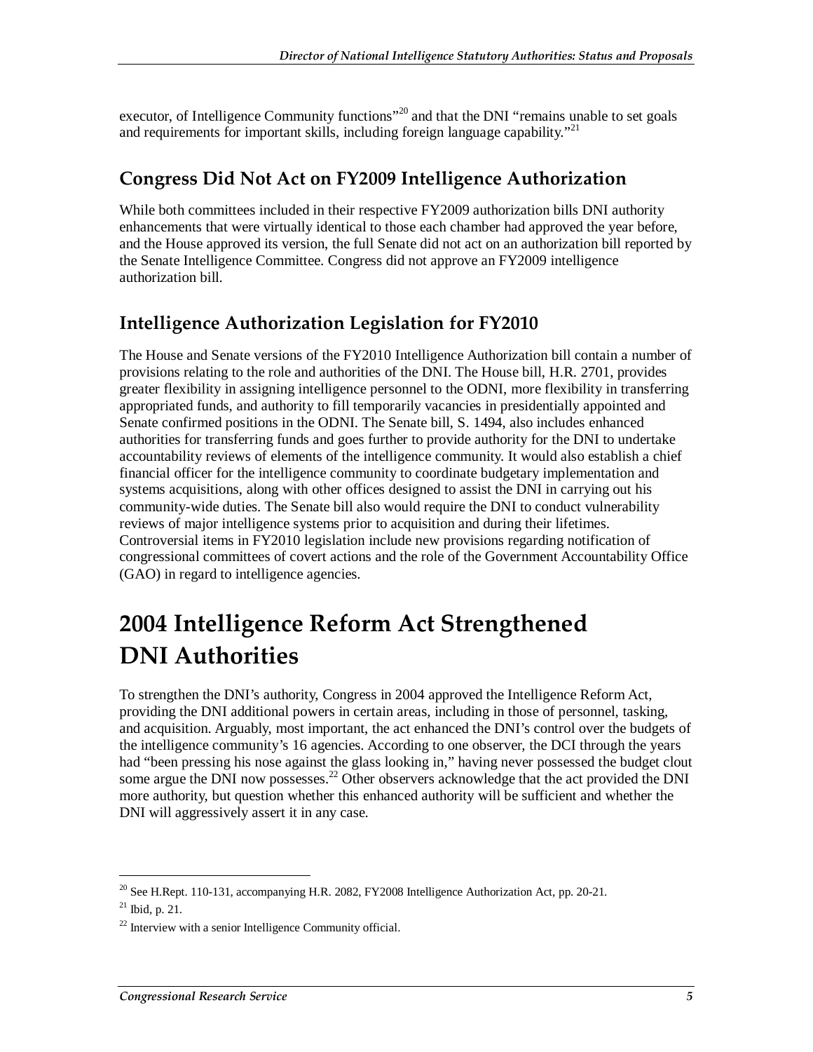executor, of Intelligence Community functions”[20] and that the DNI “remains unable to set goals and requirements for important skills, including foreign language capability.”[21]

## Congress Did Not Act on FY2009 Intelligence Authorization

While both committees included in their respective FY2009 authorization bills DNI authority enhancements that were virtually identical to those each chamber had approved the year before, and the House approved its version, the full Senate did not act on an authorization bill reported by the Senate Intelligence Committee. Congress did not approve an FY2009 intelligence authorization bill.

## Intelligence Authorization Legislation for FY2010

The House and Senate versions of the FY2010 Intelligence Authorization bill contain a number of provisions relating to the role and authorities of the DNI. The House bill, H.R. 2701, provides greater flexibility in assigning intelligence personnel to the ODNI, more flexibility in transferring appropriated funds, and authority to fill temporarily vacancies in presidentially appointed and Senate confirmed positions in the ODNI. The Senate bill, S. 1494, also includes enhanced authorities for transferring funds and goes further to provide authority for the DNI to undertake accountability reviews of elements of the intelligence community. It would also establish a chief financial officer for the intelligence community to coordinate budgetary implementation and systems acquisitions, along with other offices designed to assist the DNI in carrying out his community-wide duties. The Senate bill also would require the DNI to conduct vulnerability reviews of major intelligence systems prior to acquisition and during their lifetimes. Controversial items in FY2010 legislation include new provisions regarding notification of congressional committees of covert actions and the role of the Government Accountability Office (GAO) in regard to intelligence agencies.

# 2004 Intelligence Reform Act Strengthened DNI Authorities

To strengthen the DNI’s authority, Congress in 2004 approved the Intelligence Reform Act, providing the DNI additional powers in certain areas, including in those of personnel, tasking, and acquisition. Arguably, most important, the act enhanced the DNI’s control over the budgets of the intelligence community’s 16 agencies. According to one observer, the DCI through the years had “been pressing his nose against the glass looking in,” having never possessed the budget clout some argue the DNI now possesses.[22] Other observers acknowledge that the act provided the DNI more authority, but question whether this enhanced authority will be sufficient and whether the DNI will aggressively assert it in any case.

---

[20] See H.Rept. 110-131, accompanying H.R. 2082, FY2008 Intelligence Authorization Act, pp. 20-21.

[21] Ibid, p. 21.

[22] Interview with a senior Intelligence Community official.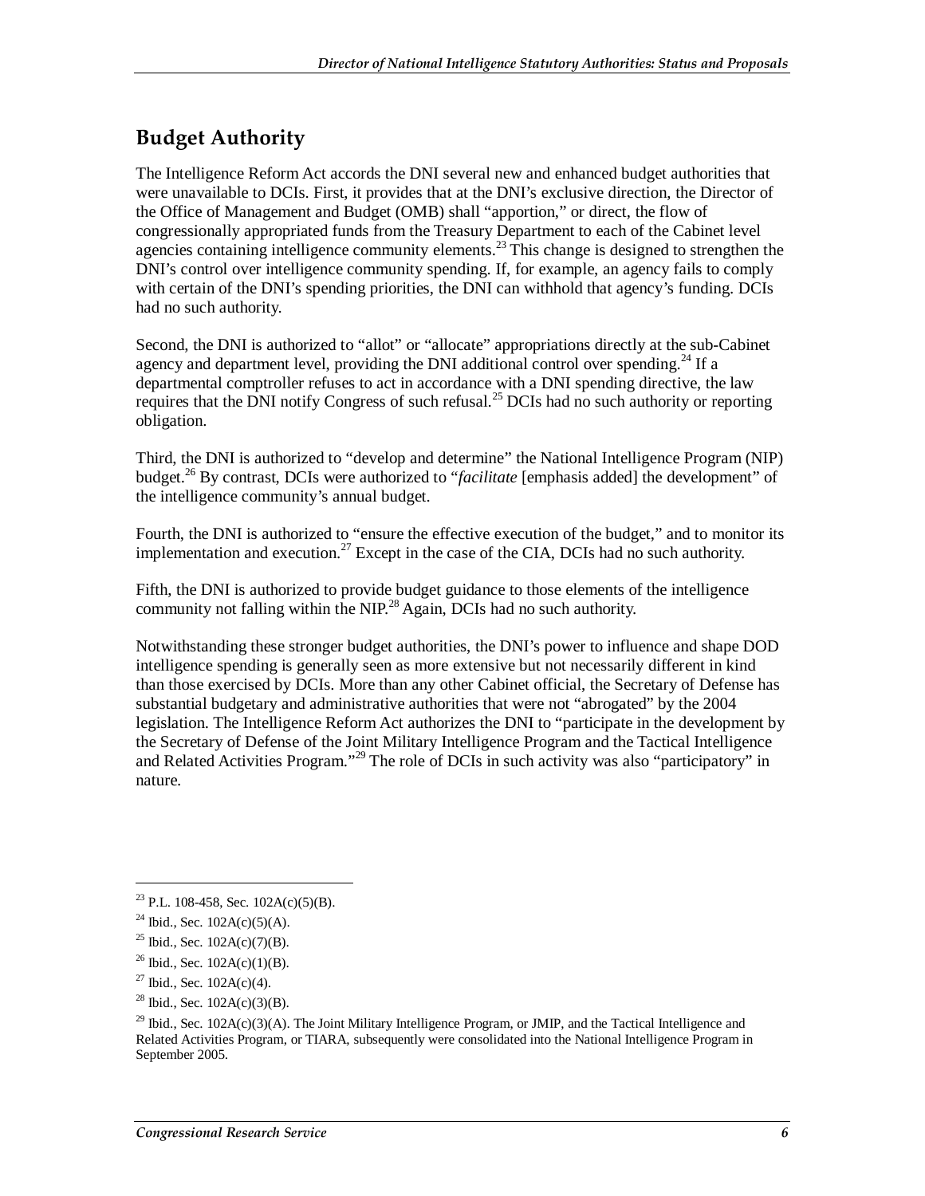## Budget Authority

The Intelligence Reform Act accords the DNI several new and enhanced budget authorities that were unavailable to DCIs. First, it provides that at the DNI's exclusive direction, the Director of the Office of Management and Budget (OMB) shall "apportion," or direct, the flow of congressionally appropriated funds from the Treasury Department to each of the Cabinet level agencies containing intelligence community elements.[23] This change is designed to strengthen the DNI's control over intelligence community spending. If, for example, an agency fails to comply with certain of the DNI's spending priorities, the DNI can withhold that agency's funding. DCIs had no such authority.

Second, the DNI is authorized to "allot" or "allocate" appropriations directly at the sub-Cabinet agency and department level, providing the DNI additional control over spending.[24] If a departmental comptroller refuses to act in accordance with a DNI spending directive, the law requires that the DNI notify Congress of such refusal.[25] DCIs had no such authority or reporting obligation.

Third, the DNI is authorized to "develop and determine" the National Intelligence Program (NIP) budget.[26] By contrast, DCIs were authorized to "*facilitate* [emphasis added] the development" of the intelligence community's annual budget.

Fourth, the DNI is authorized to "ensure the effective execution of the budget," and to monitor its implementation and execution.[27] Except in the case of the CIA, DCIs had no such authority.

Fifth, the DNI is authorized to provide budget guidance to those elements of the intelligence community not falling within the NIP.[28] Again, DCIs had no such authority.

Notwithstanding these stronger budget authorities, the DNI's power to influence and shape DOD intelligence spending is generally seen as more extensive but not necessarily different in kind than those exercised by DCIs. More than any other Cabinet official, the Secretary of Defense has substantial budgetary and administrative authorities that were not "abrogated" by the 2004 legislation. The Intelligence Reform Act authorizes the DNI to "participate in the development by the Secretary of Defense of the Joint Military Intelligence Program and the Tactical Intelligence and Related Activities Program."[29] The role of DCIs in such activity was also "participatory" in nature.

---

[23] P.L. 108-458, Sec. 102A(c)(5)(B).

[24] Ibid., Sec. 102A(c)(5)(A).

[25] Ibid., Sec. 102A(c)(7)(B).

[26] Ibid., Sec. 102A(c)(1)(B).

[27] Ibid., Sec. 102A(c)(4).

[28] Ibid., Sec. 102A(c)(3)(B).

[29] Ibid., Sec. 102A(c)(3)(A). The Joint Military Intelligence Program, or JMIP, and the Tactical Intelligence and Related Activities Program, or TIARA, subsequently were consolidated into the National Intelligence Program in September 2005.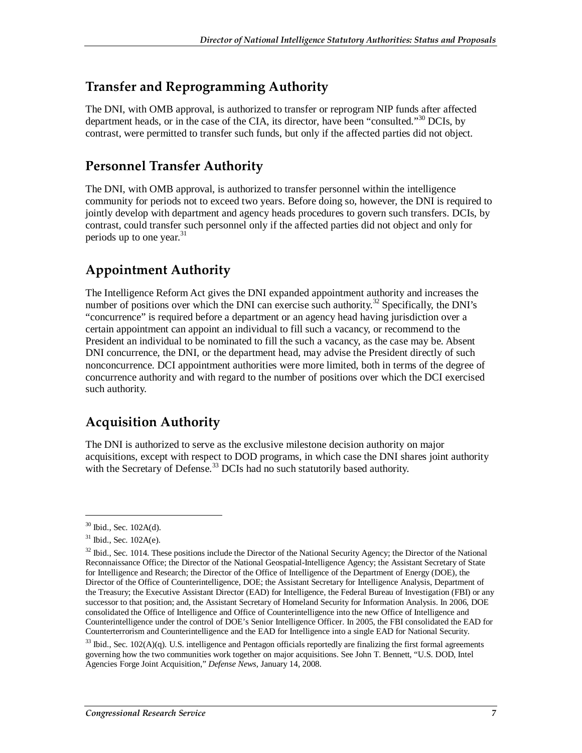## Transfer and Reprogramming Authority

The DNI, with OMB approval, is authorized to transfer or reprogram NIP funds after affected department heads, or in the case of the CIA, its director, have been "consulted."[30] DCIs, by contrast, were permitted to transfer such funds, but only if the affected parties did not object.

## Personnel Transfer Authority

The DNI, with OMB approval, is authorized to transfer personnel within the intelligence community for periods not to exceed two years. Before doing so, however, the DNI is required to jointly develop with department and agency heads procedures to govern such transfers. DCIs, by contrast, could transfer such personnel only if the affected parties did not object and only for periods up to one year.[31]

## Appointment Authority

The Intelligence Reform Act gives the DNI expanded appointment authority and increases the number of positions over which the DNI can exercise such authority.[32] Specifically, the DNI's "concurrence" is required before a department or an agency head having jurisdiction over a certain appointment can appoint an individual to fill such a vacancy, or recommend to the President an individual to be nominated to fill the such a vacancy, as the case may be. Absent DNI concurrence, the DNI, or the department head, may advise the President directly of such nonconcurrence. DCI appointment authorities were more limited, both in terms of the degree of concurrence authority and with regard to the number of positions over which the DCI exercised such authority.

## Acquisition Authority

The DNI is authorized to serve as the exclusive milestone decision authority on major acquisitions, except with respect to DOD programs, in which case the DNI shares joint authority with the Secretary of Defense.[33] DCIs had no such statutorily based authority.

---

[30] Ibid., Sec. 102A(d).

[31] Ibid., Sec. 102A(e).

[32] Ibid., Sec. 1014. These positions include the Director of the National Security Agency; the Director of the National Reconnaissance Office; the Director of the National Geospatial-Intelligence Agency; the Assistant Secretary of State for Intelligence and Research; the Director of the Office of Intelligence of the Department of Energy (DOE), the Director of the Office of Counterintelligence, DOE; the Assistant Secretary for Intelligence Analysis, Department of the Treasury; the Executive Assistant Director (EAD) for Intelligence, the Federal Bureau of Investigation (FBI) or any successor to that position; and, the Assistant Secretary of Homeland Security for Information Analysis. In 2006, DOE consolidated the Office of Intelligence and Office of Counterintelligence into the new Office of Intelligence and Counterintelligence under the control of DOE's Senior Intelligence Officer. In 2005, the FBI consolidated the EAD for Counterterrorism and Counterintelligence and the EAD for Intelligence into a single EAD for National Security.

[33] Ibid., Sec. 102(A)(q). U.S. intelligence and Pentagon officials reportedly are finalizing the first formal agreements governing how the two communities work together on major acquisitions. See John T. Bennett, "U.S. DOD, Intel Agencies Forge Joint Acquisition," *Defense News*, January 14, 2008.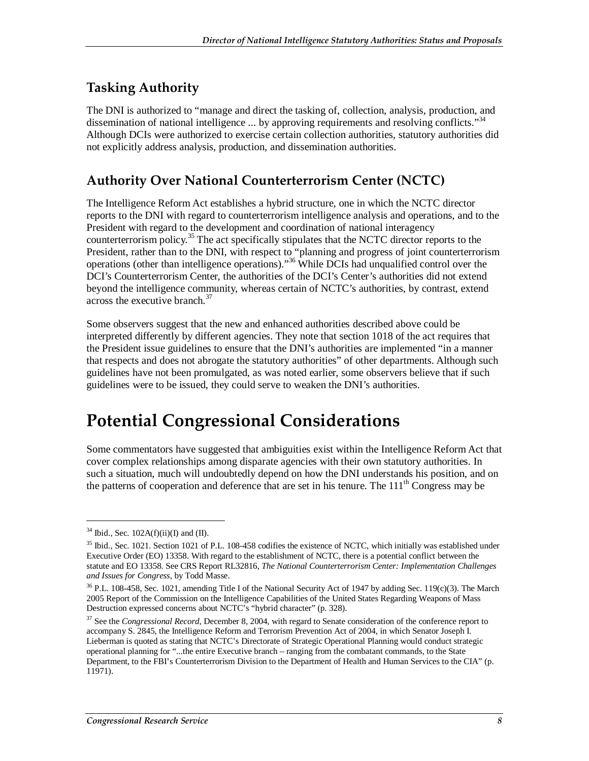## Tasking Authority

The DNI is authorized to "manage and direct the tasking of, collection, analysis, production, and dissemination of national intelligence ... by approving requirements and resolving conflicts."[34] Although DCIs were authorized to exercise certain collection authorities, statutory authorities did not explicitly address analysis, production, and dissemination authorities.

## Authority Over National Counterterrorism Center (NCTC)

The Intelligence Reform Act establishes a hybrid structure, one in which the NCTC director reports to the DNI with regard to counterterrorism intelligence analysis and operations, and to the President with regard to the development and coordination of national interagency counterterrorism policy.[35] The act specifically stipulates that the NCTC director reports to the President, rather than to the DNI, with respect to "planning and progress of joint counterterrorism operations (other than intelligence operations)."[36] While DCIs had unqualified control over the DCI's Counterterrorism Center, the authorities of the DCI's Center's authorities did not extend beyond the intelligence community, whereas certain of NCTC's authorities, by contrast, extend across the executive branch.[37]

Some observers suggest that the new and enhanced authorities described above could be interpreted differently by different agencies. They note that section 1018 of the act requires that the President issue guidelines to ensure that the DNI's authorities are implemented "in a manner that respects and does not abrogate the statutory authorities" of other departments. Although such guidelines have not been promulgated, as was noted earlier, some observers believe that if such guidelines were to be issued, they could serve to weaken the DNI's authorities.

# Potential Congressional Considerations

Some commentators have suggested that ambiguities exist within the Intelligence Reform Act that cover complex relationships among disparate agencies with their own statutory authorities. In such a situation, much will undoubtedly depend on how the DNI understands his position, and on the patterns of cooperation and deference that are set in his tenure. The 111th Congress may be

---

[34] Ibid., Sec. 102A(f)(ii)(I) and (II).

[35] Ibid., Sec. 1021. Section 1021 of P.L. 108-458 codifies the existence of NCTC, which initially was established under Executive Order (EO) 13358. With regard to the establishment of NCTC, there is a potential conflict between the statute and EO 13358. See CRS Report RL32816, *The National Counterterrorism Center: Implementation Challenges and Issues for Congress*, by Todd Masse.

[36] P.L. 108-458, Sec. 1021, amending Title I of the National Security Act of 1947 by adding Sec. 119(c)(3). The March 2005 Report of the Commission on the Intelligence Capabilities of the United States Regarding Weapons of Mass Destruction expressed concerns about NCTC's "hybrid character" (p. 328).

[37] See the *Congressional Record*, December 8, 2004, with regard to Senate consideration of the conference report to accompany S. 2845, the Intelligence Reform and Terrorism Prevention Act of 2004, in which Senator Joseph I. Lieberman is quoted as stating that NCTC's Directorate of Strategic Operational Planning would conduct strategic operational planning for "...the entire Executive branch – ranging from the combatant commands, to the State Department, to the FBI's Counterterrorism Division to the Department of Health and Human Services to the CIA" (p. 11971).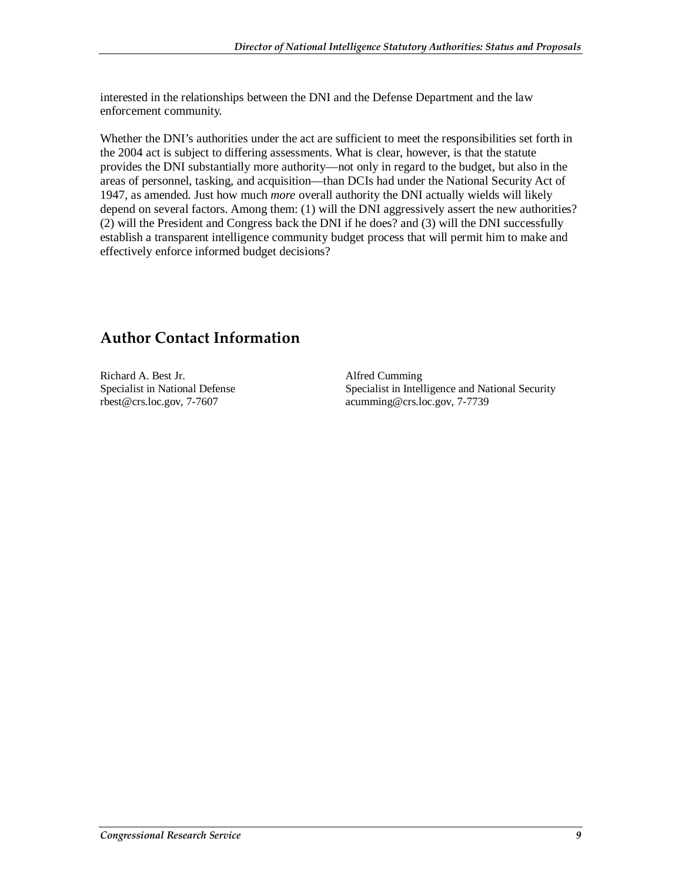interested in the relationships between the DNI and the Defense Department and the law enforcement community.

Whether the DNI's authorities under the act are sufficient to meet the responsibilities set forth in the 2004 act is subject to differing assessments. What is clear, however, is that the statute provides the DNI substantially more authority—not only in regard to the budget, but also in the areas of personnel, tasking, and acquisition—than DCIs had under the National Security Act of 1947, as amended. Just how much *more* overall authority the DNI actually wields will likely depend on several factors. Among them: (1) will the DNI aggressively assert the new authorities? (2) will the President and Congress back the DNI if he does? and (3) will the DNI successfully establish a transparent intelligence community budget process that will permit him to make and effectively enforce informed budget decisions?

## Author Contact Information

Richard A. Best Jr.
Specialist in National Defense
rbest@crs.loc.gov, 7-7607

Alfred Cumming
Specialist in Intelligence and National Security
acumming@crs.loc.gov, 7-7739